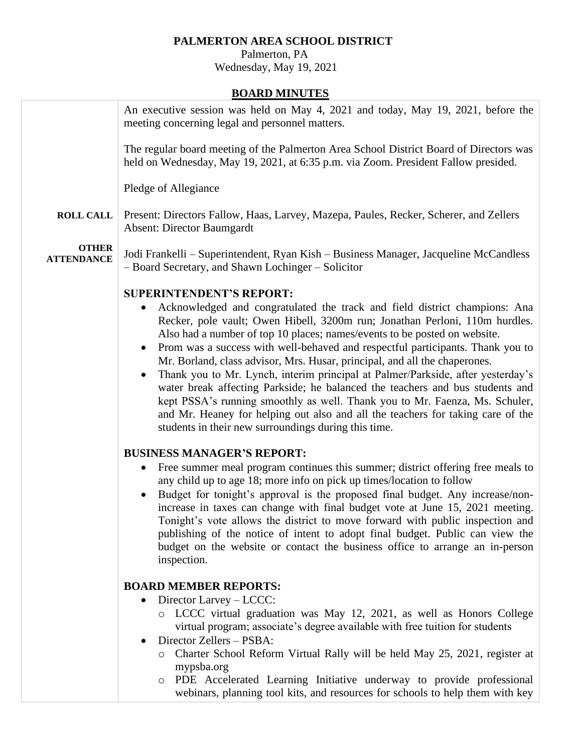# PALMERTON AREA SCHOOL DISTRICT

Palmerton, PA
Wednesday, May 19, 2021

## BOARD MINUTES

An executive session was held on May 4, 2021 and today, May 19, 2021, before the meeting concerning legal and personnel matters.

The regular board meeting of the Palmerton Area School District Board of Directors was held on Wednesday, May 19, 2021, at 6:35 p.m. via Zoom. President Fallow presided.

Pledge of Allegiance

**ROLL CALL**

Present: Directors Fallow, Haas, Larvey, Mazepa, Paules, Recker, Scherer, and Zellers
Absent: Director Baumgardt

**OTHER ATTENDANCE**

Jodi Frankelli – Superintendent, Ryan Kish – Business Manager, Jacqueline McCandless – Board Secretary, and Shawn Lochinger – Solicitor

**SUPERINTENDENT'S REPORT:**

- Acknowledged and congratulated the track and field district champions: Ana Recker, pole vault; Owen Hibell, 3200m run; Jonathan Perloni, 110m hurdles. Also had a number of top 10 places; names/events to be posted on website.
- Prom was a success with well-behaved and respectful participants. Thank you to Mr. Borland, class advisor, Mrs. Husar, principal, and all the chaperones.
- Thank you to Mr. Lynch, interim principal at Palmer/Parkside, after yesterday's water break affecting Parkside; he balanced the teachers and bus students and kept PSSA's running smoothly as well. Thank you to Mr. Faenza, Ms. Schuler, and Mr. Heaney for helping out also and all the teachers for taking care of the students in their new surroundings during this time.

**BUSINESS MANAGER'S REPORT:**

- Free summer meal program continues this summer; district offering free meals to any child up to age 18; more info on pick up times/location to follow
- Budget for tonight's approval is the proposed final budget. Any increase/non-increase in taxes can change with final budget vote at June 15, 2021 meeting. Tonight's vote allows the district to move forward with public inspection and publishing of the notice of intent to adopt final budget. Public can view the budget on the website or contact the business office to arrange an in-person inspection.

**BOARD MEMBER REPORTS:**

- Director Larvey – LCCC:
  - LCCC virtual graduation was May 12, 2021, as well as Honors College virtual program; associate's degree available with free tuition for students
- Director Zellers – PSBA:
  - Charter School Reform Virtual Rally will be held May 25, 2021, register at mypsba.org
  - PDE Accelerated Learning Initiative underway to provide professional webinars, planning tool kits, and resources for schools to help them with key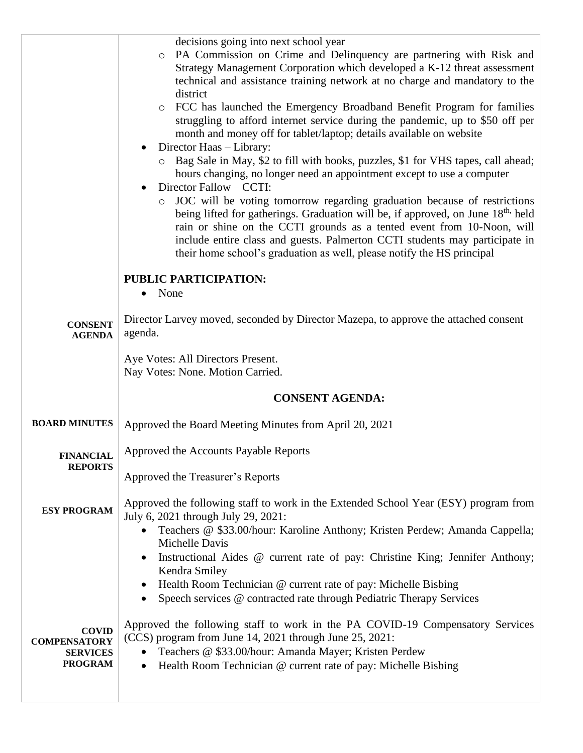decisions going into next school year

- PA Commission on Crime and Delinquency are partnering with Risk and Strategy Management Corporation which developed a K-12 threat assessment technical and assistance training network at no charge and mandatory to the district
- FCC has launched the Emergency Broadband Benefit Program for families struggling to afford internet service during the pandemic, up to $50 off per month and money off for tablet/laptop; details available on website

- Director Haas – Library:
  - Bag Sale in May, $2 to fill with books, puzzles, $1 for VHS tapes, call ahead; hours changing, no longer need an appointment except to use a computer
- Director Fallow – CCTI:
  - JOC will be voting tomorrow regarding graduation because of restrictions being lifted for gatherings. Graduation will be, if approved, on June 18th, held rain or shine on the CCTI grounds as a tented event from 10-Noon, will include entire class and guests. Palmerton CCTI students may participate in their home school's graduation as well, please notify the HS principal

**PUBLIC PARTICIPATION:**

- None

**CONSENT AGENDA**

Director Larvey moved, seconded by Director Mazepa, to approve the attached consent agenda.

Aye Votes: All Directors Present.
Nay Votes: None. Motion Carried.

**CONSENT AGENDA:**

**BOARD MINUTES**

Approved the Board Meeting Minutes from April 20, 2021

**FINANCIAL REPORTS**

Approved the Accounts Payable Reports

Approved the Treasurer's Reports

**ESY PROGRAM**

Approved the following staff to work in the Extended School Year (ESY) program from July 6, 2021 through July 29, 2021:

- Teachers @ $33.00/hour: Karoline Anthony; Kristen Perdew; Amanda Cappella; Michelle Davis
- Instructional Aides @ current rate of pay: Christine King; Jennifer Anthony; Kendra Smiley
- Health Room Technician @ current rate of pay: Michelle Bisbing
- Speech services @ contracted rate through Pediatric Therapy Services

**COVID COMPENSATORY SERVICES PROGRAM**

Approved the following staff to work in the PA COVID-19 Compensatory Services (CCS) program from June 14, 2021 through June 25, 2021:

- Teachers @ $33.00/hour: Amanda Mayer; Kristen Perdew
- Health Room Technician @ current rate of pay: Michelle Bisbing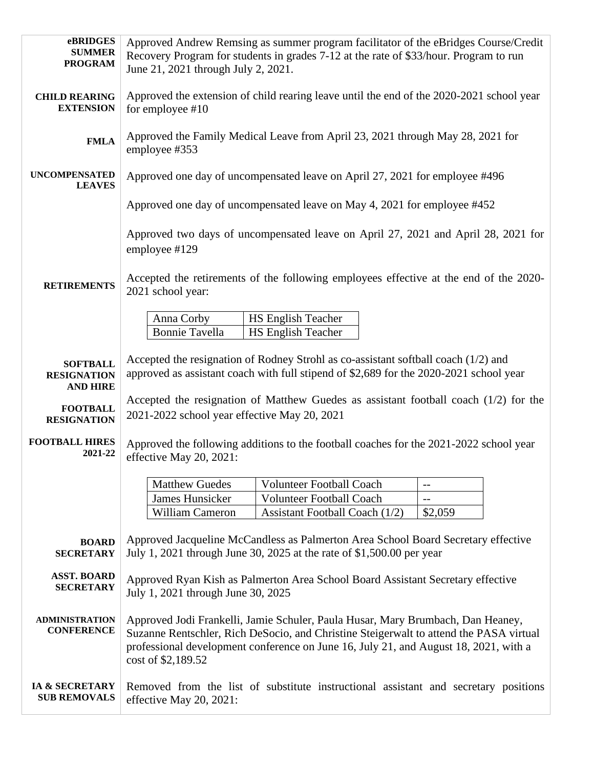**eBRIDGES SUMMER PROGRAM**

Approved Andrew Remsing as summer program facilitator of the eBridges Course/Credit Recovery Program for students in grades 7-12 at the rate of $33/hour. Program to run June 21, 2021 through July 2, 2021.

**CHILD REARING EXTENSION**

Approved the extension of child rearing leave until the end of the 2020-2021 school year for employee #10

**FMLA**

Approved the Family Medical Leave from April 23, 2021 through May 28, 2021 for employee #353

**UNCOMPENSATED LEAVES**

Approved one day of uncompensated leave on April 27, 2021 for employee #496

Approved one day of uncompensated leave on May 4, 2021 for employee #452

Approved two days of uncompensated leave on April 27, 2021 and April 28, 2021 for employee #129

**RETIREMENTS**

Accepted the retirements of the following employees effective at the end of the 2020-2021 school year:

| | |
|---|---|
| Anna Corby | HS English Teacher |
| Bonnie Tavella | HS English Teacher |

**SOFTBALL RESIGNATION AND HIRE**

Accepted the resignation of Rodney Strohl as co-assistant softball coach (1/2) and approved as assistant coach with full stipend of $2,689 for the 2020-2021 school year

**FOOTBALL RESIGNATION**

Accepted the resignation of Matthew Guedes as assistant football coach (1/2) for the 2021-2022 school year effective May 20, 2021

**FOOTBALL HIRES 2021-22**

Approved the following additions to the football coaches for the 2021-2022 school year effective May 20, 2021:

| | | |
|---|---|---|
| Matthew Guedes | Volunteer Football Coach | -- |
| James Hunsicker | Volunteer Football Coach | -- |
| William Cameron | Assistant Football Coach (1/2) | $2,059 |

**BOARD SECRETARY**

Approved Jacqueline McCandless as Palmerton Area School Board Secretary effective July 1, 2021 through June 30, 2025 at the rate of $1,500.00 per year

**ASST. BOARD SECRETARY**

Approved Ryan Kish as Palmerton Area School Board Assistant Secretary effective July 1, 2021 through June 30, 2025

**ADMINISTRATION CONFERENCE**

Approved Jodi Frankelli, Jamie Schuler, Paula Husar, Mary Brumbach, Dan Heaney, Suzanne Rentschler, Rich DeSocio, and Christine Steigerwalt to attend the PASA virtual professional development conference on June 16, July 21, and August 18, 2021, with a cost of $2,189.52

**IA & SECRETARY SUB REMOVALS**

Removed from the list of substitute instructional assistant and secretary positions effective May 20, 2021: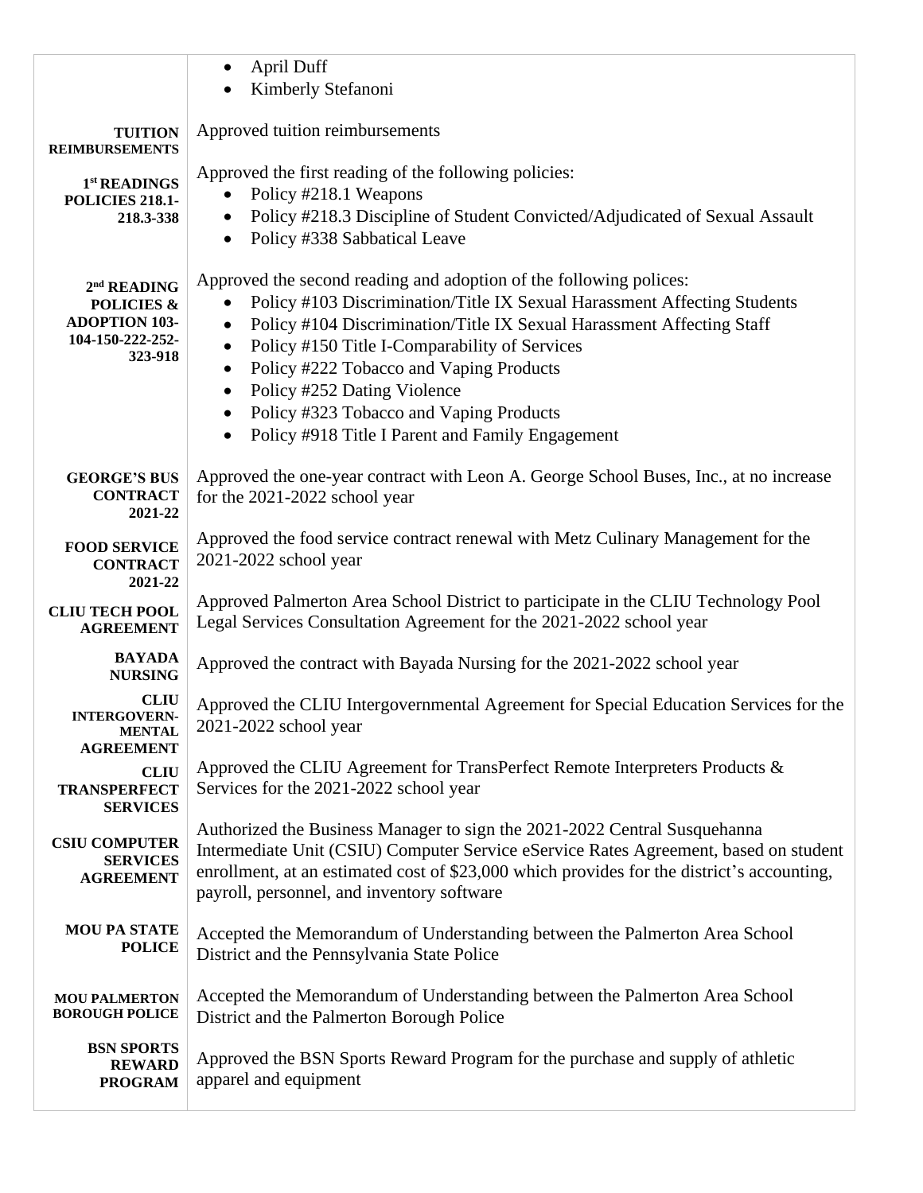| | |
|---|---|
| | • April Duff<br>• Kimberly Stefanoni |
| **TUITION REIMBURSEMENTS** | Approved tuition reimbursements |
| **1st READINGS POLICIES 218.1-218.3-338** | Approved the first reading of the following policies:<br>• Policy #218.1 Weapons<br>• Policy #218.3 Discipline of Student Convicted/Adjudicated of Sexual Assault<br>• Policy #338 Sabbatical Leave |
| **2nd READING POLICIES & ADOPTION 103-104-150-222-252-323-918** | Approved the second reading and adoption of the following polices:<br>• Policy #103 Discrimination/Title IX Sexual Harassment Affecting Students<br>• Policy #104 Discrimination/Title IX Sexual Harassment Affecting Staff<br>• Policy #150 Title I-Comparability of Services<br>• Policy #222 Tobacco and Vaping Products<br>• Policy #252 Dating Violence<br>• Policy #323 Tobacco and Vaping Products<br>• Policy #918 Title I Parent and Family Engagement |
| **GEORGE'S BUS CONTRACT 2021-22** | Approved the one-year contract with Leon A. George School Buses, Inc., at no increase for the 2021-2022 school year |
| **FOOD SERVICE CONTRACT 2021-22** | Approved the food service contract renewal with Metz Culinary Management for the 2021-2022 school year |
| **CLIU TECH POOL AGREEMENT** | Approved Palmerton Area School District to participate in the CLIU Technology Pool Legal Services Consultation Agreement for the 2021-2022 school year |
| **BAYADA NURSING** | Approved the contract with Bayada Nursing for the 2021-2022 school year |
| **CLIU INTERGOVERN-MENTAL AGREEMENT** | Approved the CLIU Intergovernmental Agreement for Special Education Services for the 2021-2022 school year |
| **CLIU TRANSPERFECT SERVICES** | Approved the CLIU Agreement for TransPerfect Remote Interpreters Products & Services for the 2021-2022 school year |
| **CSIU COMPUTER SERVICES AGREEMENT** | Authorized the Business Manager to sign the 2021-2022 Central Susquehanna Intermediate Unit (CSIU) Computer Service eService Rates Agreement, based on student enrollment, at an estimated cost of $23,000 which provides for the district's accounting, payroll, personnel, and inventory software |
| **MOU PA STATE POLICE** | Accepted the Memorandum of Understanding between the Palmerton Area School District and the Pennsylvania State Police |
| **MOU PALMERTON BOROUGH POLICE** | Accepted the Memorandum of Understanding between the Palmerton Area School District and the Palmerton Borough Police |
| **BSN SPORTS REWARD PROGRAM** | Approved the BSN Sports Reward Program for the purchase and supply of athletic apparel and equipment |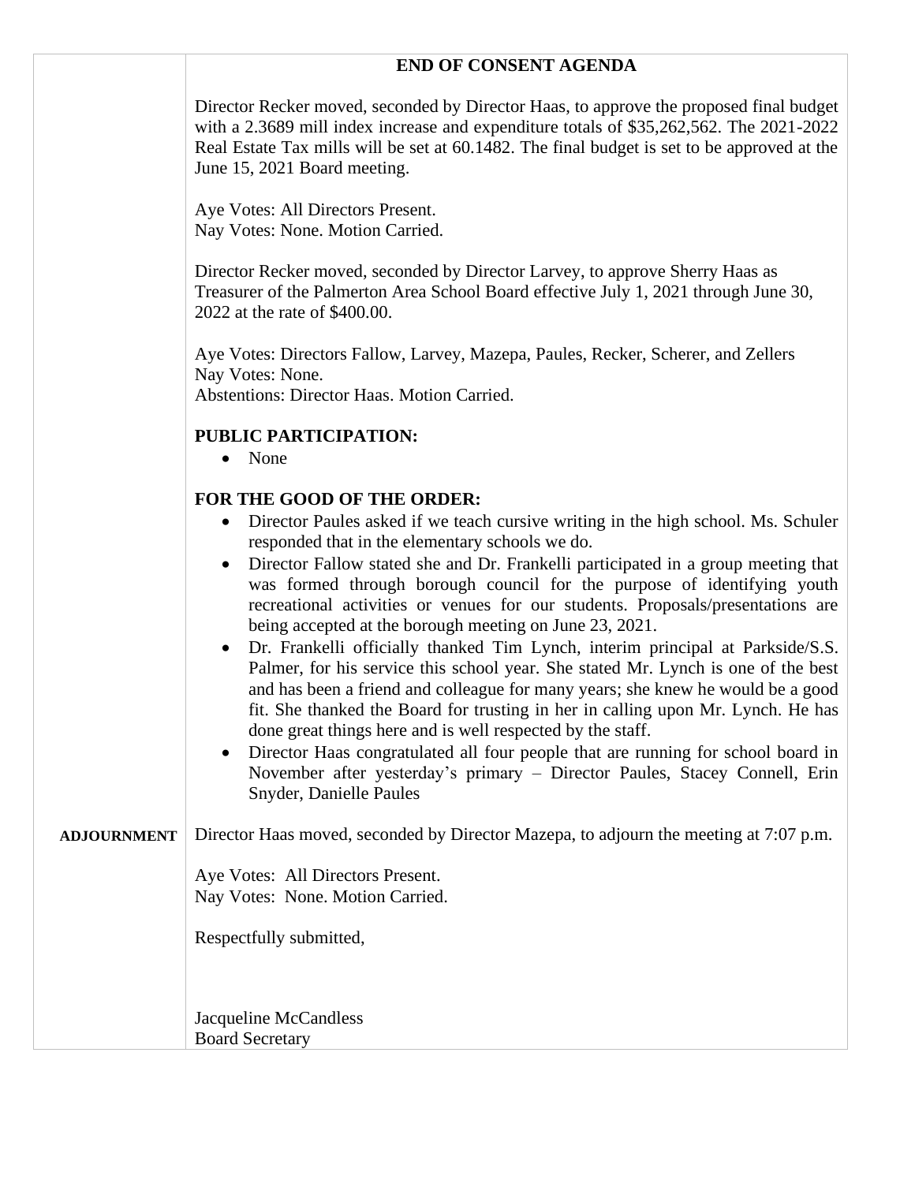**END OF CONSENT AGENDA**

Director Recker moved, seconded by Director Haas, to approve the proposed final budget with a 2.3689 mill index increase and expenditure totals of $35,262,562. The 2021-2022 Real Estate Tax mills will be set at 60.1482. The final budget is set to be approved at the June 15, 2021 Board meeting.

Aye Votes: All Directors Present.
Nay Votes: None. Motion Carried.

Director Recker moved, seconded by Director Larvey, to approve Sherry Haas as Treasurer of the Palmerton Area School Board effective July 1, 2021 through June 30, 2022 at the rate of $400.00.

Aye Votes: Directors Fallow, Larvey, Mazepa, Paules, Recker, Scherer, and Zellers
Nay Votes: None.
Abstentions: Director Haas. Motion Carried.

**PUBLIC PARTICIPATION:**

- None

**FOR THE GOOD OF THE ORDER:**

- Director Paules asked if we teach cursive writing in the high school. Ms. Schuler responded that in the elementary schools we do.
- Director Fallow stated she and Dr. Frankelli participated in a group meeting that was formed through borough council for the purpose of identifying youth recreational activities or venues for our students. Proposals/presentations are being accepted at the borough meeting on June 23, 2021.
- Dr. Frankelli officially thanked Tim Lynch, interim principal at Parkside/S.S. Palmer, for his service this school year. She stated Mr. Lynch is one of the best and has been a friend and colleague for many years; she knew he would be a good fit. She thanked the Board for trusting in her in calling upon Mr. Lynch. He has done great things here and is well respected by the staff.
- Director Haas congratulated all four people that are running for school board in November after yesterday's primary – Director Paules, Stacey Connell, Erin Snyder, Danielle Paules

**ADJOURNMENT**

Director Haas moved, seconded by Director Mazepa, to adjourn the meeting at 7:07 p.m.

Aye Votes: All Directors Present.
Nay Votes: None. Motion Carried.

Respectfully submitted,

Jacqueline McCandless
Board Secretary